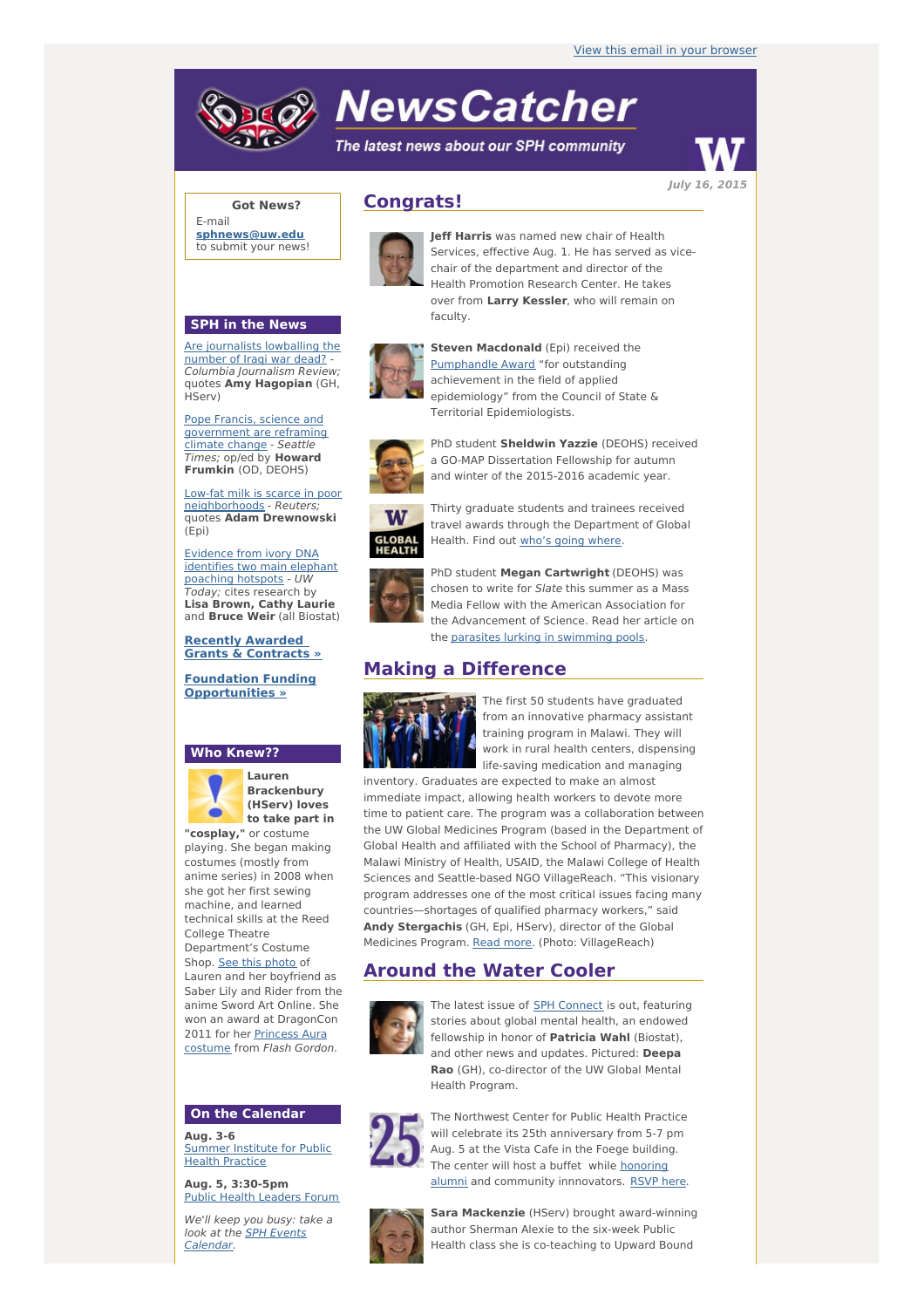View this email in your browser

# NewsCatcher

*The latest news about our SPH community*

*July 16, 2015*

## Congrats!

**Jeff Harris** was named new chair of Health Services, effective Aug. 1. He has served as vice-chair of the department and director of the Health Promotion Research Center. He takes over from **Larry Kessler**, who will remain on faculty.

**Steven Macdonald** (Epi) received the Pumphandle Award "for outstanding achievement in the field of applied epidemiology" from the Council of State & Territorial Epidemiologists.

PhD student **Sheldwin Yazzie** (DEOHS) received a GO-MAP Dissertation Fellowship for autumn and winter of the 2015-2016 academic year.

Thirty graduate students and trainees received travel awards through the Department of Global Health. Find out who's going where.

PhD student **Megan Cartwright** (DEOHS) was chosen to write for *Slate* this summer as a Mass Media Fellow with the American Association for the Advancement of Science. Read her article on the parasites lurking in swimming pools.

## Making a Difference

The first 50 students have graduated from an innovative pharmacy assistant training program in Malawi. They will work in rural health centers, dispensing life-saving medication and managing inventory. Graduates are expected to make an almost immediate impact, allowing health workers to devote more time to patient care. The program was a collaboration between the UW Global Medicines Program (based in the Department of Global Health and affiliated with the School of Pharmacy), the Malawi Ministry of Health, USAID, the Malawi College of Health Sciences and Seattle-based NGO VillageReach. "This visionary program addresses one of the most critical issues facing many countries—shortages of qualified pharmacy workers," said **Andy Stergachis** (GH, Epi, HServ), director of the Global Medicines Program. Read more. (Photo: VillageReach)

## Around the Water Cooler

The latest issue of SPH Connect is out, featuring stories about global mental health, an endowed fellowship in honor of **Patricia Wahl** (Biostat), and other news and updates. Pictured: **Deepa Rao** (GH), co-director of the UW Global Mental Health Program.

The Northwest Center for Public Health Practice will celebrate its 25th anniversary from 5-7 pm Aug. 5 at the Vista Cafe in the Foege building. The center will host a buffet while honoring alumni and community innnovators. RSVP here.

**Sara Mackenzie** (HServ) brought award-winning author Sherman Alexie to the six-week Public Health class she is co-teaching to Upward Bound

---

**Got News?**
E-mail **sphnews@uw.edu** to submit your news!

### SPH in the News

Are journalists lowballing the number of Iraqi war dead? - *Columbia Journalism Review;* quotes **Amy Hagopian** (GH, HServ)

Pope Francis, science and government are reframing climate change - *Seattle Times;* op/ed by **Howard Frumkin** (OD, DEOHS)

Low-fat milk is scarce in poor neighborhoods - *Reuters;* quotes **Adam Drewnowski** (Epi)

Evidence from ivory DNA identifies two main elephant poaching hotspots - *UW Today;* cites research by **Lisa Brown, Cathy Laurie** and **Bruce Weir** (all Biostat)

**Recently Awarded Grants & Contracts »**

**Foundation Funding Opportunities »**

### Who Knew??

**Lauren Brackenbury (HServ) loves to take part in "cosplay,"** or costume playing. She began making costumes (mostly from anime series) in 2008 when she got her first sewing machine, and learned technical skills at the Reed College Theatre Department's Costume Shop. See this photo of Lauren and her boyfriend as Saber Lily and Rider from the anime Sword Art Online. She won an award at DragonCon 2011 for her Princess Aura costume from *Flash Gordon*.

### On the Calendar

**Aug. 3-6**
Summer Institute for Public Health Practice

**Aug. 5, 3:30-5pm**
Public Health Leaders Forum

*We'll keep you busy: take a look at the SPH Events Calendar.*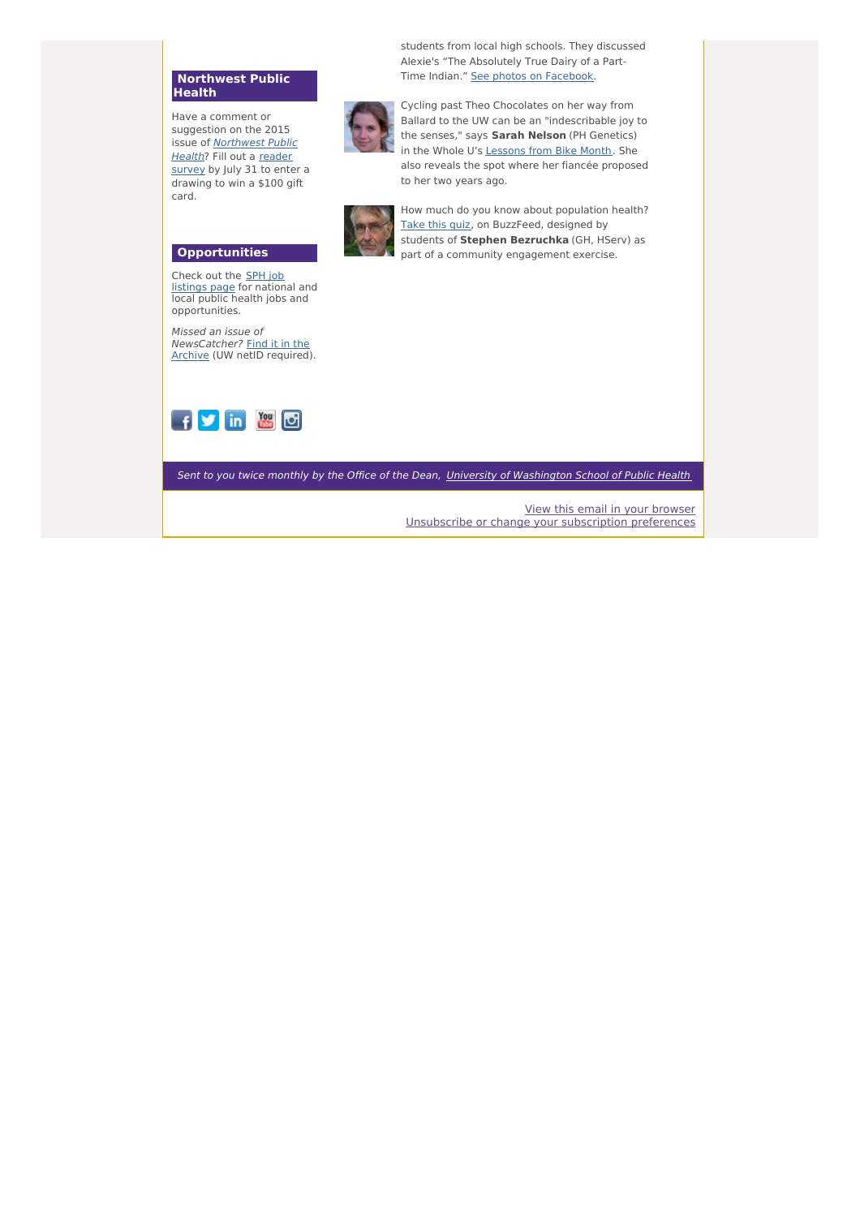## Northwest Public Health

Have a comment or suggestion on the 2015 issue of *Northwest Public Health*? Fill out a reader survey by July 31 to enter a drawing to win a $100 gift card.

## Opportunities

Check out the SPH job listings page for national and local public health jobs and opportunities.

*Missed an issue of NewsCatcher?* Find it in the Archive (UW netID required).

students from local high schools. They discussed Alexie's "The Absolutely True Dairy of a Part-Time Indian." See photos on Facebook.

Cycling past Theo Chocolates on her way from Ballard to the UW can be an "indescribable joy to the senses," says **Sarah Nelson** (PH Genetics) in the Whole U's Lessons from Bike Month. She also reveals the spot where her fiancée proposed to her two years ago.

How much do you know about population health? Take this quiz, on BuzzFeed, designed by students of **Stephen Bezruchka** (GH, HServ) as part of a community engagement exercise.

*Sent to you twice monthly by the Office of the Dean, University of Washington School of Public Health*

View this email in your browser
Unsubscribe or change your subscription preferences